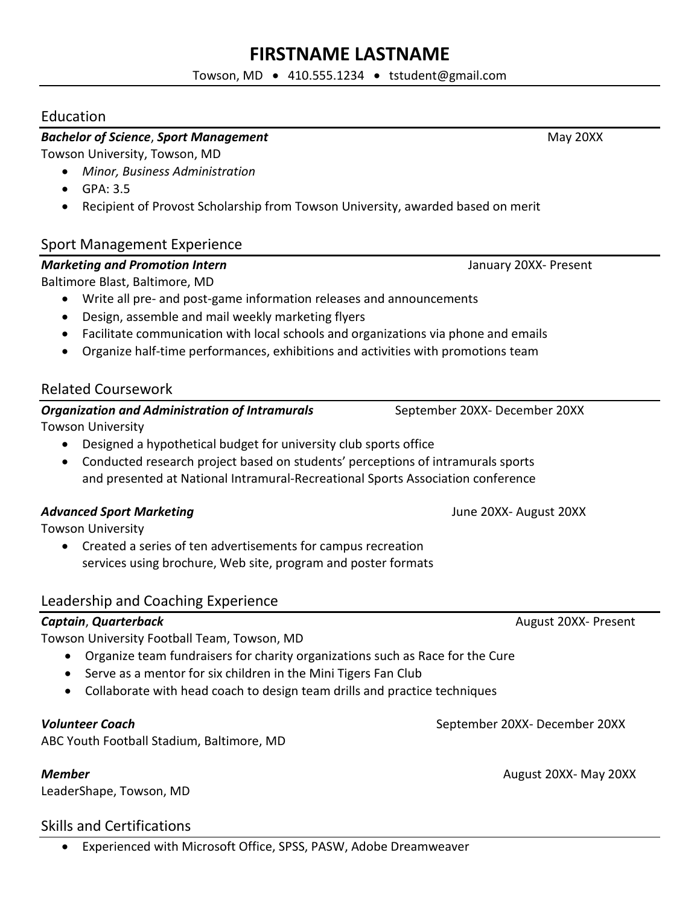# FIRSTNAME LASTNAME

Towson, MD • 410.555.1234 • tstudent@gmail.com

## Education

***Bachelor of Science*, *Sport Management*** May 20XX

Towson University, Towson, MD

- *Minor, Business Administration*
- GPA: 3.5
- Recipient of Provost Scholarship from Towson University, awarded based on merit

## Sport Management Experience

***Marketing and Promotion Intern*** January 20XX- Present

Baltimore Blast, Baltimore, MD

- Write all pre- and post-game information releases and announcements
- Design, assemble and mail weekly marketing flyers
- Facilitate communication with local schools and organizations via phone and emails
- Organize half-time performances, exhibitions and activities with promotions team

## Related Coursework

***Organization and Administration of Intramurals*** September 20XX- December 20XX

Towson University

- Designed a hypothetical budget for university club sports office
- Conducted research project based on students' perceptions of intramurals sports and presented at National Intramural-Recreational Sports Association conference

***Advanced Sport Marketing*** June 20XX- August 20XX

Towson University

- Created a series of ten advertisements for campus recreation services using brochure, Web site, program and poster formats

## Leadership and Coaching Experience

***Captain*, *Quarterback*** August 20XX- Present

Towson University Football Team, Towson, MD

- Organize team fundraisers for charity organizations such as Race for the Cure
- Serve as a mentor for six children in the Mini Tigers Fan Club
- Collaborate with head coach to design team drills and practice techniques

***Volunteer Coach*** September 20XX- December 20XX

ABC Youth Football Stadium, Baltimore, MD

***Member*** August 20XX- May 20XX

LeaderShape, Towson, MD

## Skills and Certifications

- Experienced with Microsoft Office, SPSS, PASW, Adobe Dreamweaver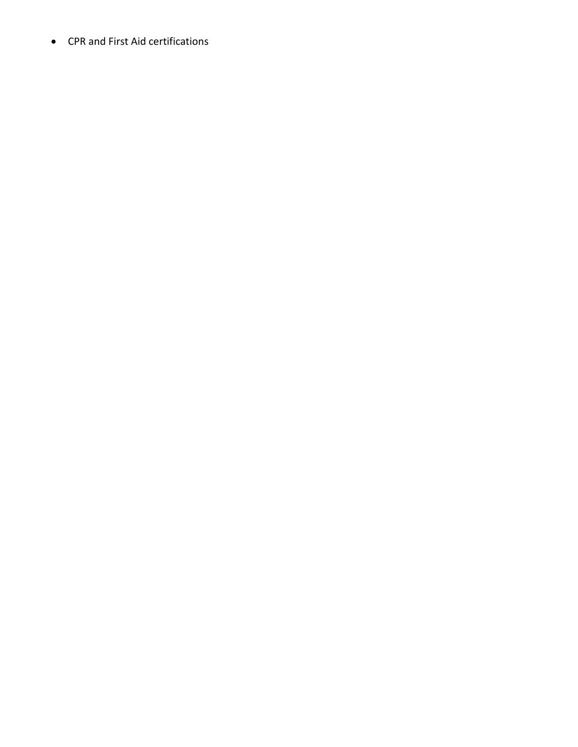- CPR and First Aid certifications